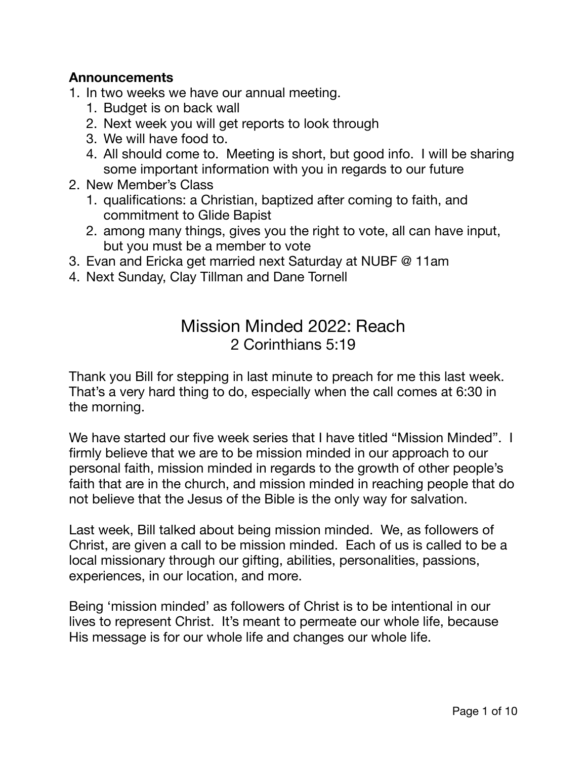**Announcements**

1. In two weeks we have our annual meeting.
   1. Budget is on back wall
   2. Next week you will get reports to look through
   3. We will have food to.
   4. All should come to. Meeting is short, but good info. I will be sharing some important information with you in regards to our future
2. New Member's Class
   1. qualifications: a Christian, baptized after coming to faith, and commitment to Glide Bapist
   2. among many things, gives you the right to vote, all can have input, but you must be a member to vote
3. Evan and Ericka get married next Saturday at NUBF @ 11am
4. Next Sunday, Clay Tillman and Dane Tornell

# Mission Minded 2022: Reach

## 2 Corinthians 5:19

Thank you Bill for stepping in last minute to preach for me this last week. That's a very hard thing to do, especially when the call comes at 6:30 in the morning.

We have started our five week series that I have titled "Mission Minded". I firmly believe that we are to be mission minded in our approach to our personal faith, mission minded in regards to the growth of other people's faith that are in the church, and mission minded in reaching people that do not believe that the Jesus of the Bible is the only way for salvation.

Last week, Bill talked about being mission minded. We, as followers of Christ, are given a call to be mission minded. Each of us is called to be a local missionary through our gifting, abilities, personalities, passions, experiences, in our location, and more.

Being 'mission minded' as followers of Christ is to be intentional in our lives to represent Christ. It's meant to permeate our whole life, because His message is for our whole life and changes our whole life.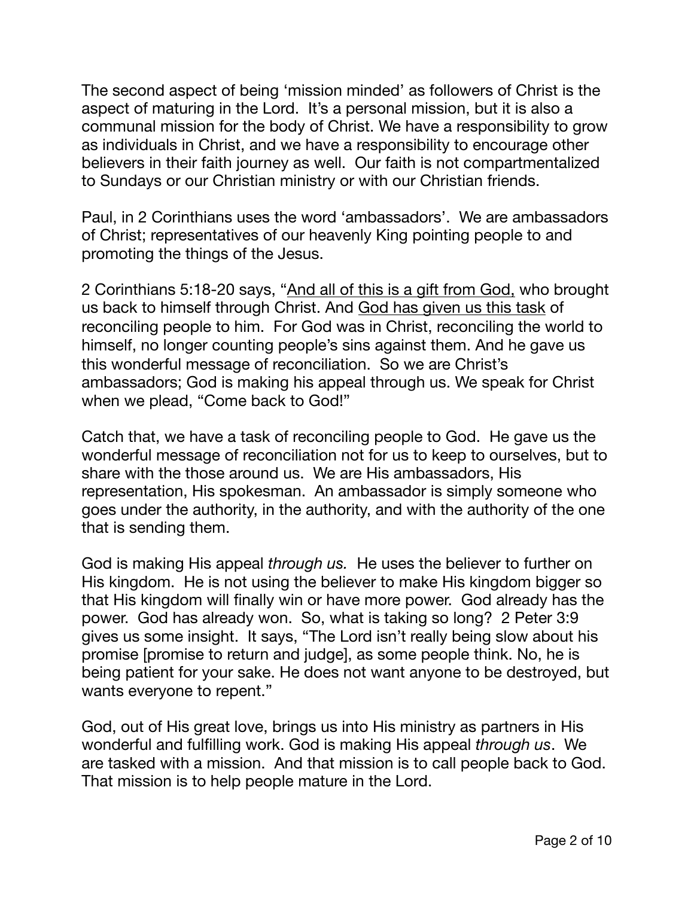The second aspect of being 'mission minded' as followers of Christ is the aspect of maturing in the Lord. It's a personal mission, but it is also a communal mission for the body of Christ. We have a responsibility to grow as individuals in Christ, and we have a responsibility to encourage other believers in their faith journey as well. Our faith is not compartmentalized to Sundays or our Christian ministry or with our Christian friends.

Paul, in 2 Corinthians uses the word 'ambassadors'. We are ambassadors of Christ; representatives of our heavenly King pointing people to and promoting the things of the Jesus.

2 Corinthians 5:18-20 says, "<u>And all of this is a gift from God,</u> who brought us back to himself through Christ. And <u>God has given us this task</u> of reconciling people to him. For God was in Christ, reconciling the world to himself, no longer counting people's sins against them. And he gave us this wonderful message of reconciliation. So we are Christ's ambassadors; God is making his appeal through us. We speak for Christ when we plead, "Come back to God!"

Catch that, we have a task of reconciling people to God. He gave us the wonderful message of reconciliation not for us to keep to ourselves, but to share with the those around us. We are His ambassadors, His representation, His spokesman. An ambassador is simply someone who goes under the authority, in the authority, and with the authority of the one that is sending them.

God is making His appeal *through us.* He uses the believer to further on His kingdom. He is not using the believer to make His kingdom bigger so that His kingdom will finally win or have more power. God already has the power. God has already won. So, what is taking so long? 2 Peter 3:9 gives us some insight. It says, "The Lord isn't really being slow about his promise [promise to return and judge], as some people think. No, he is being patient for your sake. He does not want anyone to be destroyed, but wants everyone to repent."

God, out of His great love, brings us into His ministry as partners in His wonderful and fulfilling work. God is making His appeal *through us*. We are tasked with a mission. And that mission is to call people back to God. That mission is to help people mature in the Lord.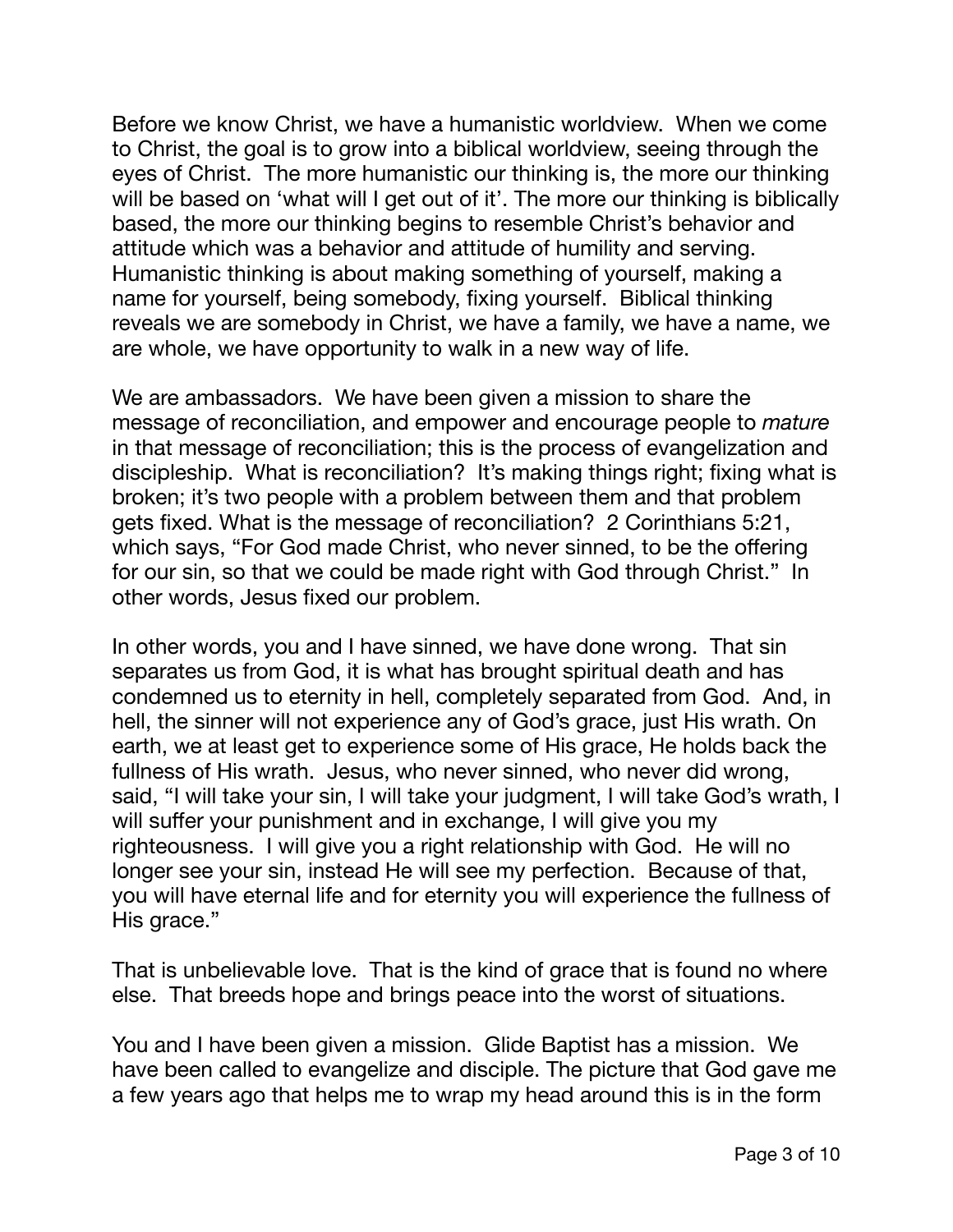Before we know Christ, we have a humanistic worldview. When we come to Christ, the goal is to grow into a biblical worldview, seeing through the eyes of Christ. The more humanistic our thinking is, the more our thinking will be based on 'what will I get out of it'. The more our thinking is biblically based, the more our thinking begins to resemble Christ's behavior and attitude which was a behavior and attitude of humility and serving. Humanistic thinking is about making something of yourself, making a name for yourself, being somebody, fixing yourself. Biblical thinking reveals we are somebody in Christ, we have a family, we have a name, we are whole, we have opportunity to walk in a new way of life.

We are ambassadors. We have been given a mission to share the message of reconciliation, and empower and encourage people to *mature* in that message of reconciliation; this is the process of evangelization and discipleship. What is reconciliation? It's making things right; fixing what is broken; it's two people with a problem between them and that problem gets fixed. What is the message of reconciliation? 2 Corinthians 5:21, which says, "For God made Christ, who never sinned, to be the offering for our sin, so that we could be made right with God through Christ." In other words, Jesus fixed our problem.

In other words, you and I have sinned, we have done wrong. That sin separates us from God, it is what has brought spiritual death and has condemned us to eternity in hell, completely separated from God. And, in hell, the sinner will not experience any of God's grace, just His wrath. On earth, we at least get to experience some of His grace, He holds back the fullness of His wrath. Jesus, who never sinned, who never did wrong, said, "I will take your sin, I will take your judgment, I will take God's wrath, I will suffer your punishment and in exchange, I will give you my righteousness. I will give you a right relationship with God. He will no longer see your sin, instead He will see my perfection. Because of that, you will have eternal life and for eternity you will experience the fullness of His grace."

That is unbelievable love. That is the kind of grace that is found no where else. That breeds hope and brings peace into the worst of situations.

You and I have been given a mission. Glide Baptist has a mission. We have been called to evangelize and disciple. The picture that God gave me a few years ago that helps me to wrap my head around this is in the form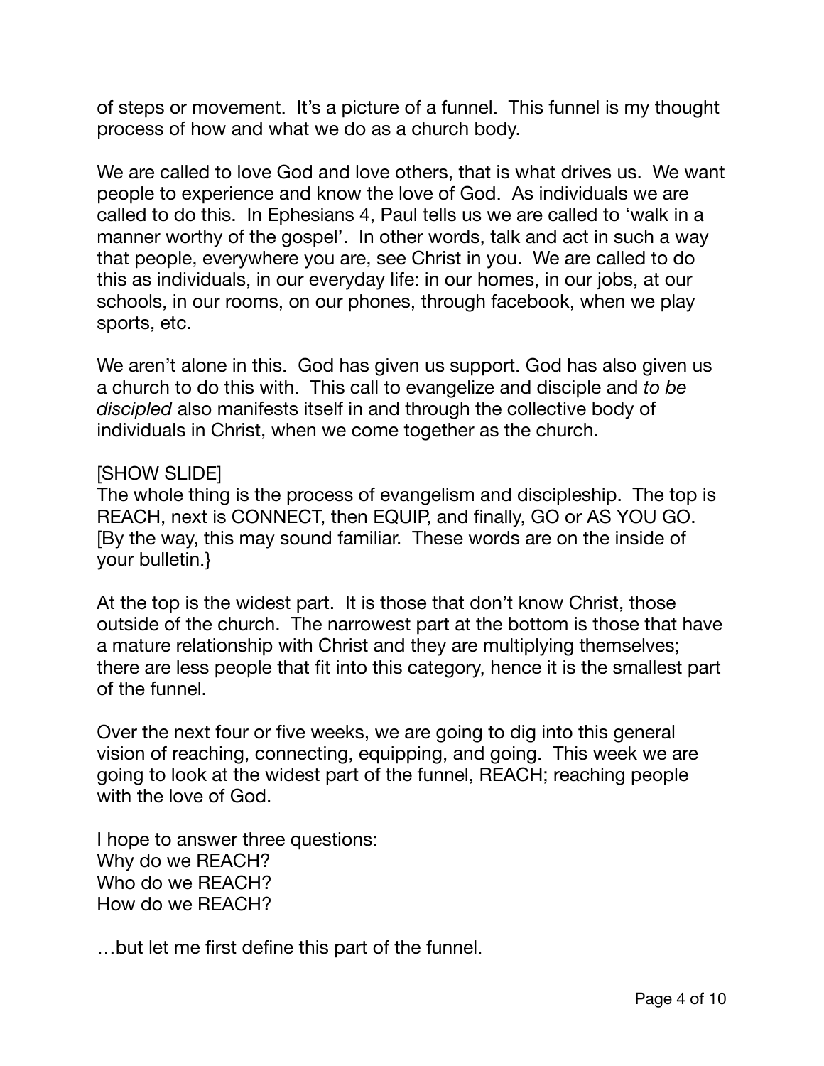of steps or movement. It's a picture of a funnel. This funnel is my thought process of how and what we do as a church body.

We are called to love God and love others, that is what drives us. We want people to experience and know the love of God. As individuals we are called to do this. In Ephesians 4, Paul tells us we are called to 'walk in a manner worthy of the gospel'. In other words, talk and act in such a way that people, everywhere you are, see Christ in you. We are called to do this as individuals, in our everyday life: in our homes, in our jobs, at our schools, in our rooms, on our phones, through facebook, when we play sports, etc.

We aren't alone in this. God has given us support. God has also given us a church to do this with. This call to evangelize and disciple and *to be discipled* also manifests itself in and through the collective body of individuals in Christ, when we come together as the church.

[SHOW SLIDE]
The whole thing is the process of evangelism and discipleship. The top is REACH, next is CONNECT, then EQUIP, and finally, GO or AS YOU GO. [By the way, this may sound familiar. These words are on the inside of your bulletin.}

At the top is the widest part. It is those that don't know Christ, those outside of the church. The narrowest part at the bottom is those that have a mature relationship with Christ and they are multiplying themselves; there are less people that fit into this category, hence it is the smallest part of the funnel.

Over the next four or five weeks, we are going to dig into this general vision of reaching, connecting, equipping, and going. This week we are going to look at the widest part of the funnel, REACH; reaching people with the love of God.

I hope to answer three questions:
Why do we REACH?
Who do we REACH?
How do we REACH?

…but let me first define this part of the funnel.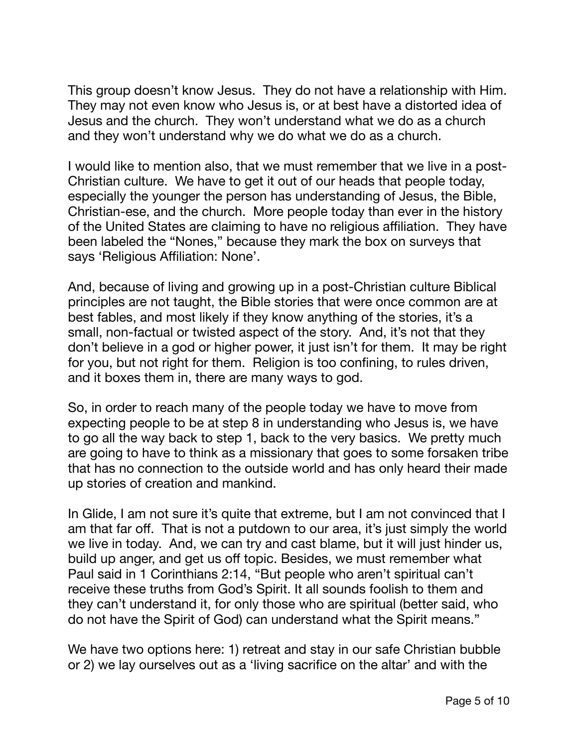This group doesn't know Jesus. They do not have a relationship with Him. They may not even know who Jesus is, or at best have a distorted idea of Jesus and the church. They won't understand what we do as a church and they won't understand why we do what we do as a church.

I would like to mention also, that we must remember that we live in a post-Christian culture. We have to get it out of our heads that people today, especially the younger the person has understanding of Jesus, the Bible, Christian-ese, and the church. More people today than ever in the history of the United States are claiming to have no religious affiliation. They have been labeled the "Nones," because they mark the box on surveys that says 'Religious Affiliation: None'.

And, because of living and growing up in a post-Christian culture Biblical principles are not taught, the Bible stories that were once common are at best fables, and most likely if they know anything of the stories, it's a small, non-factual or twisted aspect of the story. And, it's not that they don't believe in a god or higher power, it just isn't for them. It may be right for you, but not right for them. Religion is too confining, to rules driven, and it boxes them in, there are many ways to god.

So, in order to reach many of the people today we have to move from expecting people to be at step 8 in understanding who Jesus is, we have to go all the way back to step 1, back to the very basics. We pretty much are going to have to think as a missionary that goes to some forsaken tribe that has no connection to the outside world and has only heard their made up stories of creation and mankind.

In Glide, I am not sure it's quite that extreme, but I am not convinced that I am that far off. That is not a putdown to our area, it's just simply the world we live in today. And, we can try and cast blame, but it will just hinder us, build up anger, and get us off topic. Besides, we must remember what Paul said in 1 Corinthians 2:14, "But people who aren't spiritual can't receive these truths from God's Spirit. It all sounds foolish to them and they can't understand it, for only those who are spiritual (better said, who do not have the Spirit of God) can understand what the Spirit means."

We have two options here: 1) retreat and stay in our safe Christian bubble or 2) we lay ourselves out as a 'living sacrifice on the altar' and with the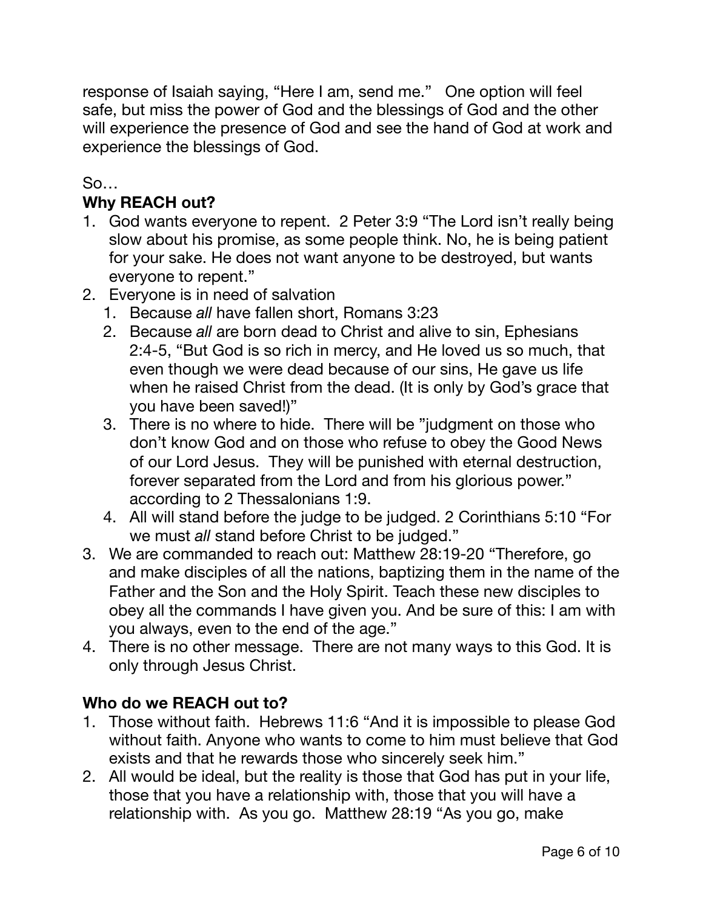response of Isaiah saying, "Here I am, send me." One option will feel safe, but miss the power of God and the blessings of God and the other will experience the presence of God and see the hand of God at work and experience the blessings of God.

So…

**Why REACH out?**

1. God wants everyone to repent. 2 Peter 3:9 "The Lord isn't really being slow about his promise, as some people think. No, he is being patient for your sake. He does not want anyone to be destroyed, but wants everyone to repent."
2. Everyone is in need of salvation
   1. Because *all* have fallen short, Romans 3:23
   2. Because *all* are born dead to Christ and alive to sin, Ephesians 2:4-5, "But God is so rich in mercy, and He loved us so much, that even though we were dead because of our sins, He gave us life when he raised Christ from the dead. (It is only by God's grace that you have been saved!)"
   3. There is no where to hide. There will be "judgment on those who don't know God and on those who refuse to obey the Good News of our Lord Jesus. They will be punished with eternal destruction, forever separated from the Lord and from his glorious power." according to 2 Thessalonians 1:9.
   4. All will stand before the judge to be judged. 2 Corinthians 5:10 "For we must *all* stand before Christ to be judged."
3. We are commanded to reach out: Matthew 28:19-20 "Therefore, go and make disciples of all the nations, baptizing them in the name of the Father and the Son and the Holy Spirit. Teach these new disciples to obey all the commands I have given you. And be sure of this: I am with you always, even to the end of the age."
4. There is no other message. There are not many ways to this God. It is only through Jesus Christ.

**Who do we REACH out to?**

1. Those without faith. Hebrews 11:6 "And it is impossible to please God without faith. Anyone who wants to come to him must believe that God exists and that he rewards those who sincerely seek him."
2. All would be ideal, but the reality is those that God has put in your life, those that you have a relationship with, those that you will have a relationship with. As you go. Matthew 28:19 "As you go, make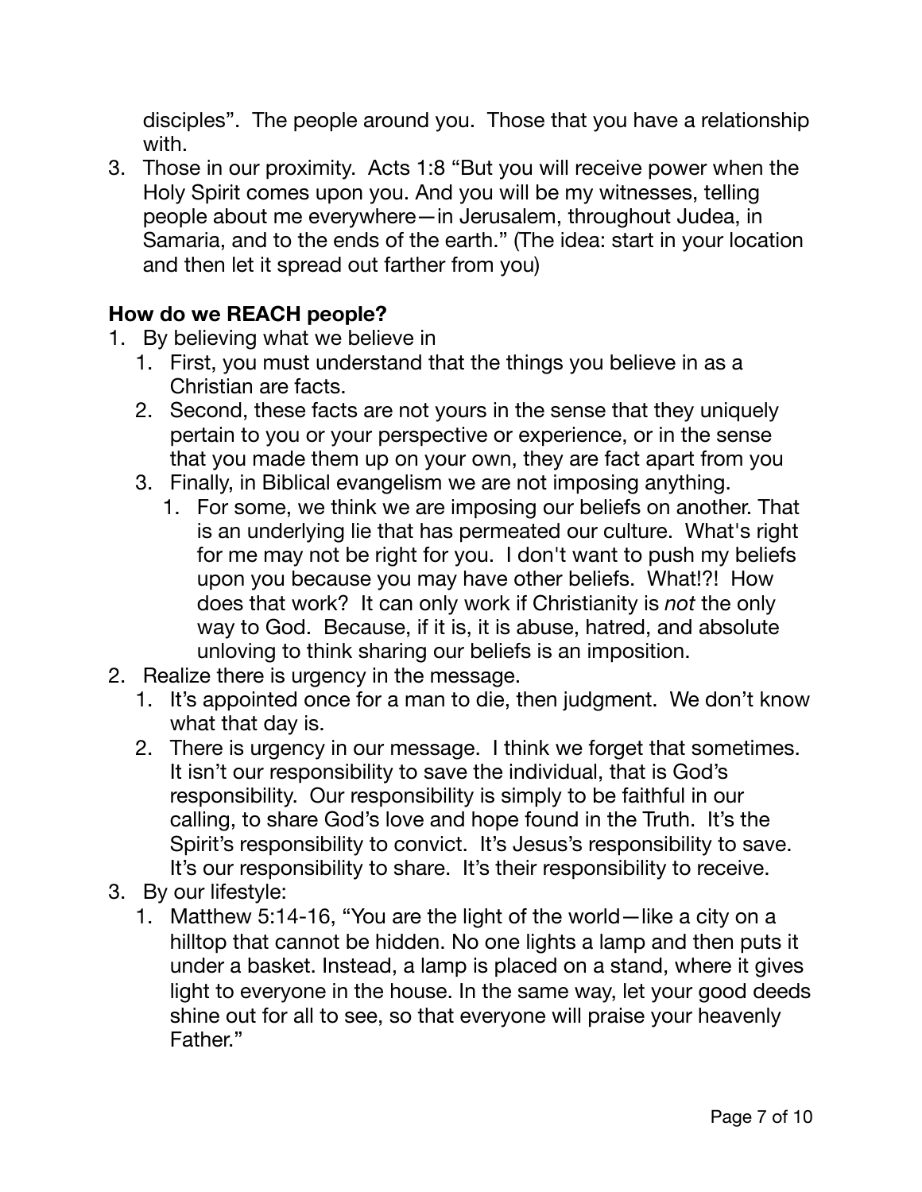disciples". The people around you. Those that you have a relationship with.

3. Those in our proximity. Acts 1:8 "But you will receive power when the Holy Spirit comes upon you. And you will be my witnesses, telling people about me everywhere—in Jerusalem, throughout Judea, in Samaria, and to the ends of the earth." (The idea: start in your location and then let it spread out farther from you)

**How do we REACH people?**

1. By believing what we believe in
   1. First, you must understand that the things you believe in as a Christian are facts.
   2. Second, these facts are not yours in the sense that they uniquely pertain to you or your perspective or experience, or in the sense that you made them up on your own, they are fact apart from you
   3. Finally, in Biblical evangelism we are not imposing anything.
      1. For some, we think we are imposing our beliefs on another. That is an underlying lie that has permeated our culture. What's right for me may not be right for you. I don't want to push my beliefs upon you because you may have other beliefs. What!?! How does that work? It can only work if Christianity is *not* the only way to God. Because, if it is, it is abuse, hatred, and absolute unloving to think sharing our beliefs is an imposition.
2. Realize there is urgency in the message.
   1. It's appointed once for a man to die, then judgment. We don't know what that day is.
   2. There is urgency in our message. I think we forget that sometimes. It isn't our responsibility to save the individual, that is God's responsibility. Our responsibility is simply to be faithful in our calling, to share God's love and hope found in the Truth. It's the Spirit's responsibility to convict. It's Jesus's responsibility to save. It's our responsibility to share. It's their responsibility to receive.
3. By our lifestyle:
   1. Matthew 5:14-16, "You are the light of the world—like a city on a hilltop that cannot be hidden. No one lights a lamp and then puts it under a basket. Instead, a lamp is placed on a stand, where it gives light to everyone in the house. In the same way, let your good deeds shine out for all to see, so that everyone will praise your heavenly Father."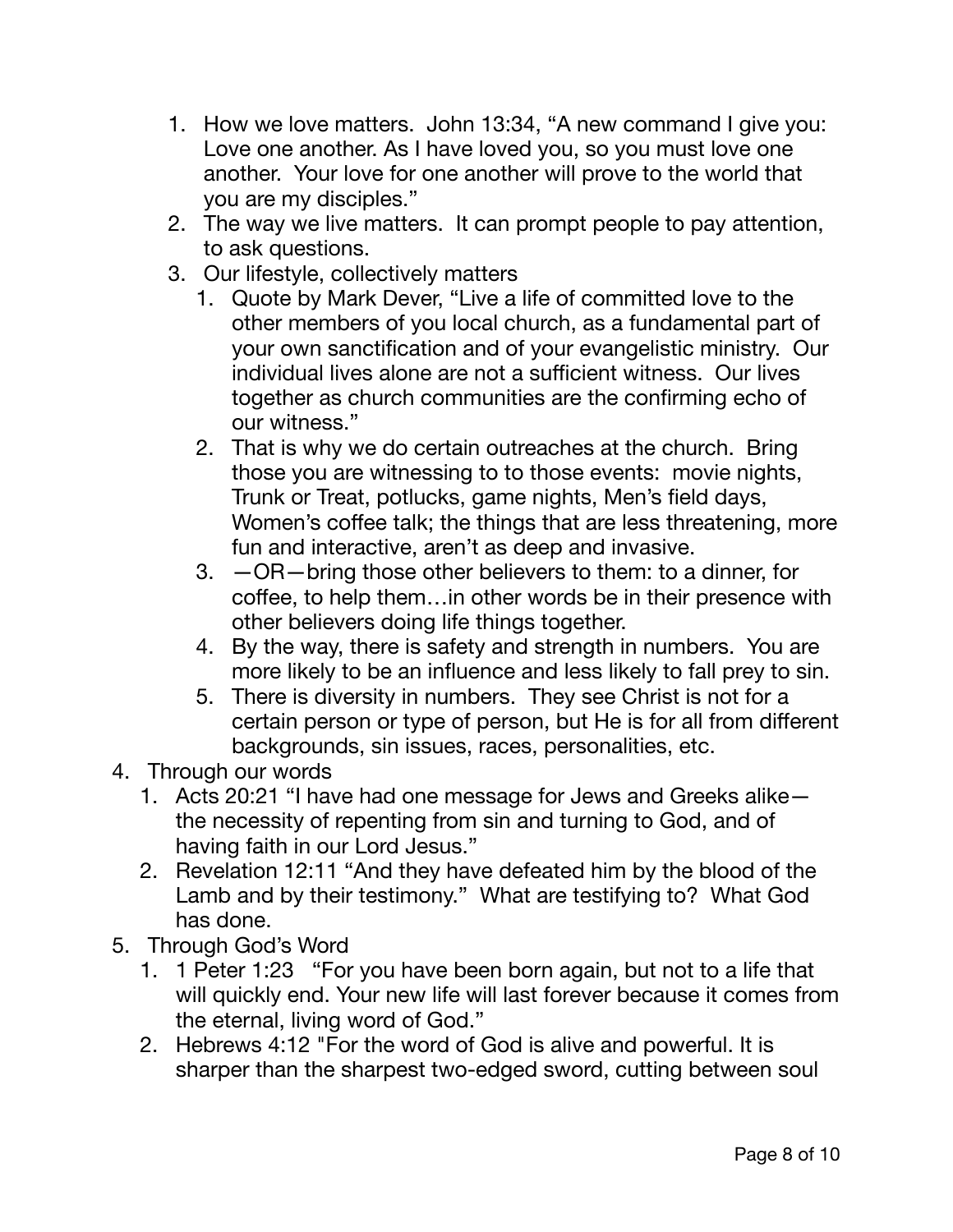1. How we love matters. John 13:34, "A new command I give you: Love one another. As I have loved you, so you must love one another. Your love for one another will prove to the world that you are my disciples."
2. The way we live matters. It can prompt people to pay attention, to ask questions.
3. Our lifestyle, collectively matters
    1. Quote by Mark Dever, "Live a life of committed love to the other members of you local church, as a fundamental part of your own sanctification and of your evangelistic ministry. Our individual lives alone are not a sufficient witness. Our lives together as church communities are the confirming echo of our witness."
    2. That is why we do certain outreaches at the church. Bring those you are witnessing to to those events: movie nights, Trunk or Treat, potlucks, game nights, Men's field days, Women's coffee talk; the things that are less threatening, more fun and interactive, aren't as deep and invasive.
    3. —OR—bring those other believers to them: to a dinner, for coffee, to help them…in other words be in their presence with other believers doing life things together.
    4. By the way, there is safety and strength in numbers. You are more likely to be an influence and less likely to fall prey to sin.
    5. There is diversity in numbers. They see Christ is not for a certain person or type of person, but He is for all from different backgrounds, sin issues, races, personalities, etc.

4. Through our words
    1. Acts 20:21 "I have had one message for Jews and Greeks alike—the necessity of repenting from sin and turning to God, and of having faith in our Lord Jesus."
    2. Revelation 12:11 "And they have defeated him by the blood of the Lamb and by their testimony." What are testifying to? What God has done.
5. Through God's Word
    1. 1 Peter 1:23 "For you have been born again, but not to a life that will quickly end. Your new life will last forever because it comes from the eternal, living word of God."
    2. Hebrews 4:12 "For the word of God is alive and powerful. It is sharper than the sharpest two-edged sword, cutting between soul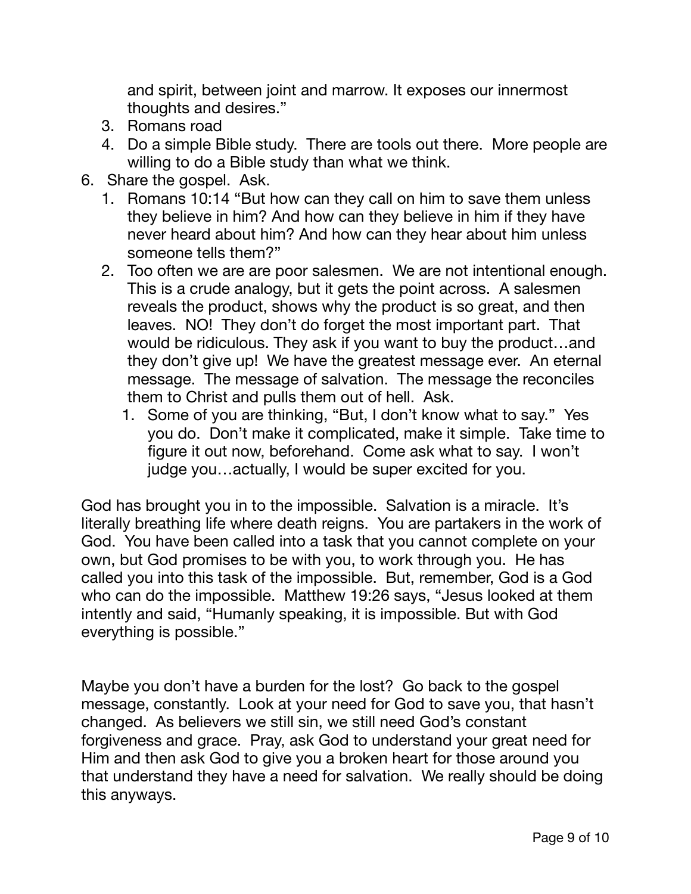and spirit, between joint and marrow. It exposes our innermost thoughts and desires."
3. Romans road
4. Do a simple Bible study. There are tools out there. More people are willing to do a Bible study than what we think.

6. Share the gospel. Ask.
   1. Romans 10:14 "But how can they call on him to save them unless they believe in him? And how can they believe in him if they have never heard about him? And how can they hear about him unless someone tells them?"
   2. Too often we are are poor salesmen. We are not intentional enough. This is a crude analogy, but it gets the point across. A salesmen reveals the product, shows why the product is so great, and then leaves. NO! They don't do forget the most important part. That would be ridiculous. They ask if you want to buy the product…and they don't give up! We have the greatest message ever. An eternal message. The message of salvation. The message the reconciles them to Christ and pulls them out of hell. Ask.
      1. Some of you are thinking, "But, I don't know what to say." Yes you do. Don't make it complicated, make it simple. Take time to figure it out now, beforehand. Come ask what to say. I won't judge you…actually, I would be super excited for you.

God has brought you in to the impossible. Salvation is a miracle. It's literally breathing life where death reigns. You are partakers in the work of God. You have been called into a task that you cannot complete on your own, but God promises to be with you, to work through you. He has called you into this task of the impossible. But, remember, God is a God who can do the impossible. Matthew 19:26 says, "Jesus looked at them intently and said, "Humanly speaking, it is impossible. But with God everything is possible."

Maybe you don't have a burden for the lost? Go back to the gospel message, constantly. Look at your need for God to save you, that hasn't changed. As believers we still sin, we still need God's constant forgiveness and grace. Pray, ask God to understand your great need for Him and then ask God to give you a broken heart for those around you that understand they have a need for salvation. We really should be doing this anyways.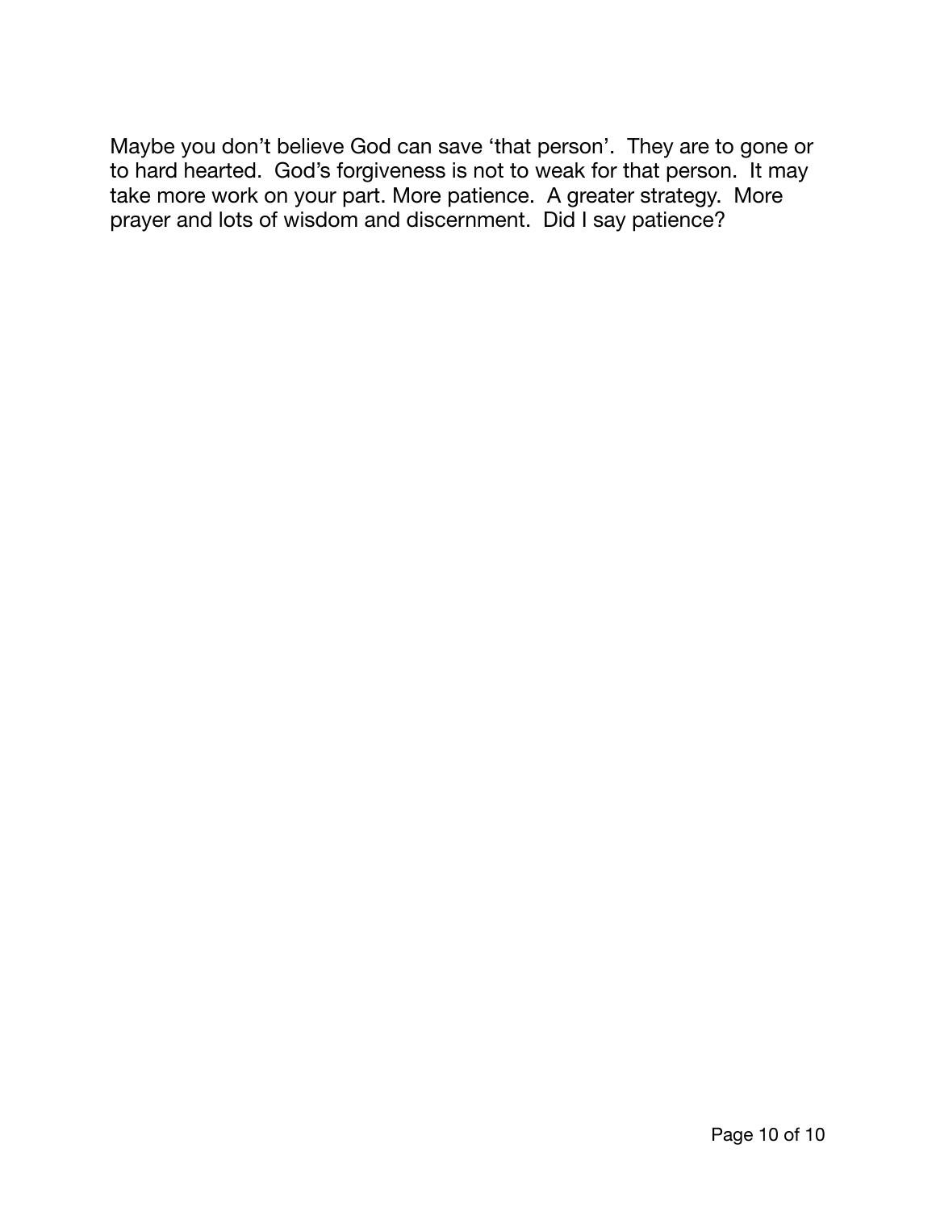Maybe you don't believe God can save 'that person'. They are to gone or to hard hearted. God's forgiveness is not to weak for that person. It may take more work on your part. More patience. A greater strategy. More prayer and lots of wisdom and discernment. Did I say patience?